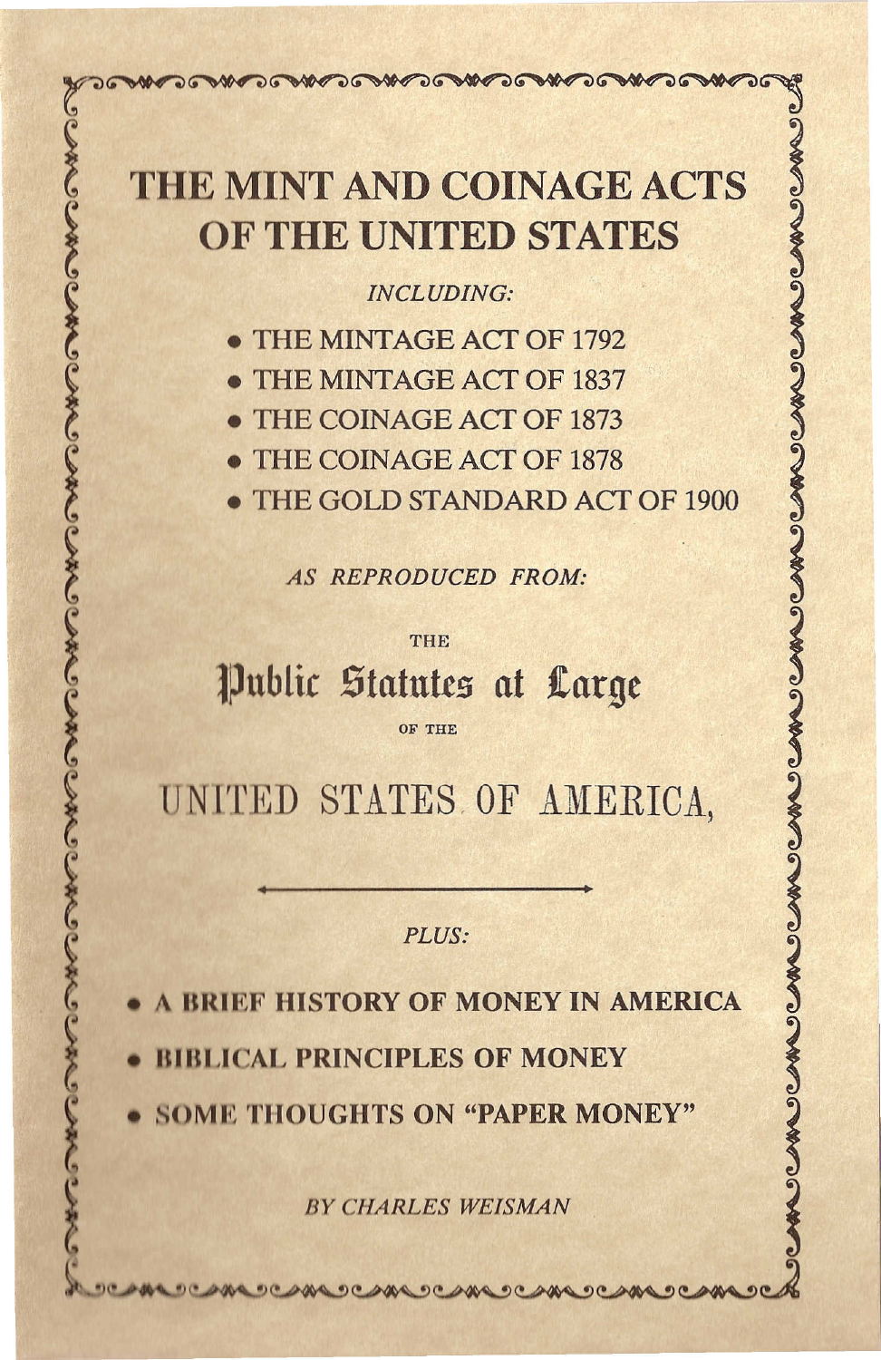# THE MINT AND COINAGE ACTS OF THE UNITED STATES

*INCLUDING:*

- THE MINTAGE ACT OF 1792
- THE MINTAGE ACT OF 1837
- THE COINAGE ACT OF 1873
- THE COINAGE ACT OF 1878
- THE GOLD STANDARD ACT OF 1900

*AS REPRODUCED FROM:*

THE

## Public Statutes at Large

OF THE

## UNITED STATES OF AMERICA,

*PLUS:*

- **A BRIEF HISTORY OF MONEY IN AMERICA**
- **BIBLICAL PRINCIPLES OF MONEY**
- **SOME THOUGHTS ON "PAPER MONEY"**

*BY CHARLES WEISMAN*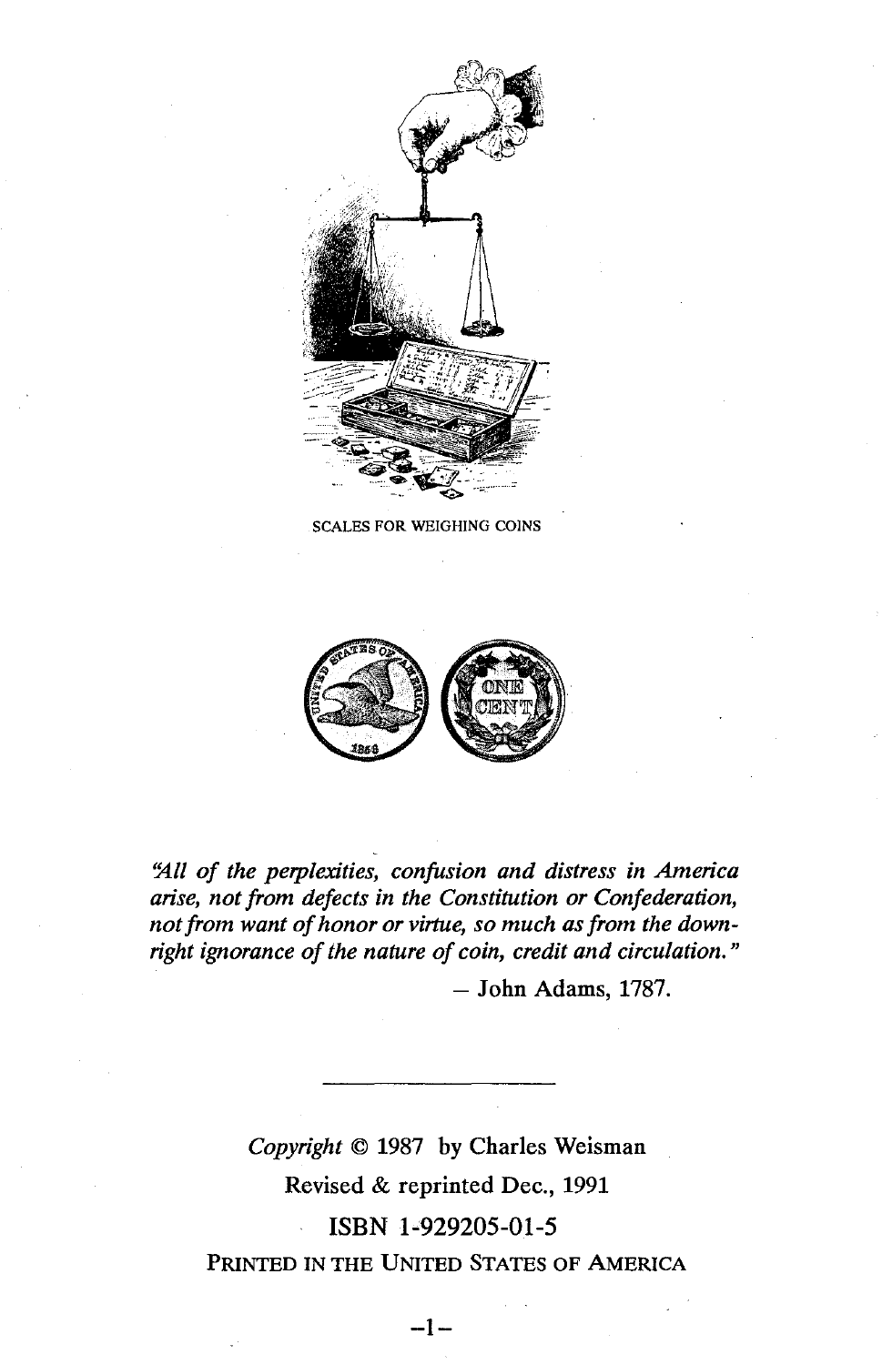SCALES FOR WEIGHING COINS

*"All of the perplexities, confusion and distress in America arise, not from defects in the Constitution or Confederation, not from want of honor or virtue, so much as from the downright ignorance of the nature of coin, credit and circulation."*

– John Adams, 1787.

---

*Copyright* © 1987 by Charles Weisman

Revised & reprinted Dec., 1991

ISBN 1-929205-01-5

PRINTED IN THE UNITED STATES OF AMERICA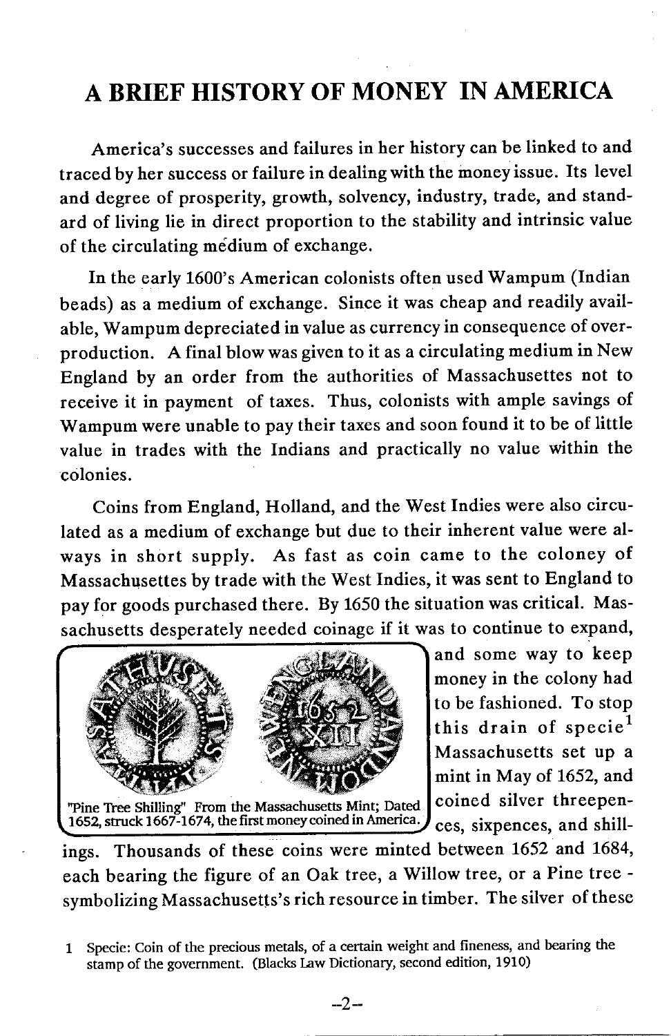# A BRIEF HISTORY OF MONEY IN AMERICA

America's successes and failures in her history can be linked to and traced by her success or failure in dealing with the money issue. Its level and degree of prosperity, growth, solvency, industry, trade, and standard of living lie in direct proportion to the stability and intrinsic value of the circulating medium of exchange.

In the early 1600's American colonists often used Wampum (Indian beads) as a medium of exchange. Since it was cheap and readily available, Wampum depreciated in value as currency in consequence of overproduction. A final blow was given to it as a circulating medium in New England by an order from the authorities of Massachusettes not to receive it in payment of taxes. Thus, colonists with ample savings of Wampum were unable to pay their taxes and soon found it to be of little value in trades with the Indians and practically no value within the colonies.

Coins from England, Holland, and the West Indies were also circulated as a medium of exchange but due to their inherent value were always in short supply. As fast as coin came to the coloney of Massachusettes by trade with the West Indies, it was sent to England to pay for goods purchased there. By 1650 the situation was critical. Massachusetts desperately needed coinage if it was to continue to expand, and some way to keep money in the colony had to be fashioned. To stop this drain of specie[1] Massachusetts set up a mint in May of 1652, and coined silver threepences, sixpences, and shillings. Thousands of these coins were minted between 1652 and 1684, each bearing the figure of an Oak tree, a Willow tree, or a Pine tree - symbolizing Massachusetts's rich resource in timber. The silver of these

"Pine Tree Shilling" From the Massachusetts Mint; Dated 1652, struck 1667-1674, the first money coined in America.

1 Specie: Coin of the precious metals, of a certain weight and fineness, and bearing the stamp of the government. (Blacks Law Dictionary, second edition, 1910)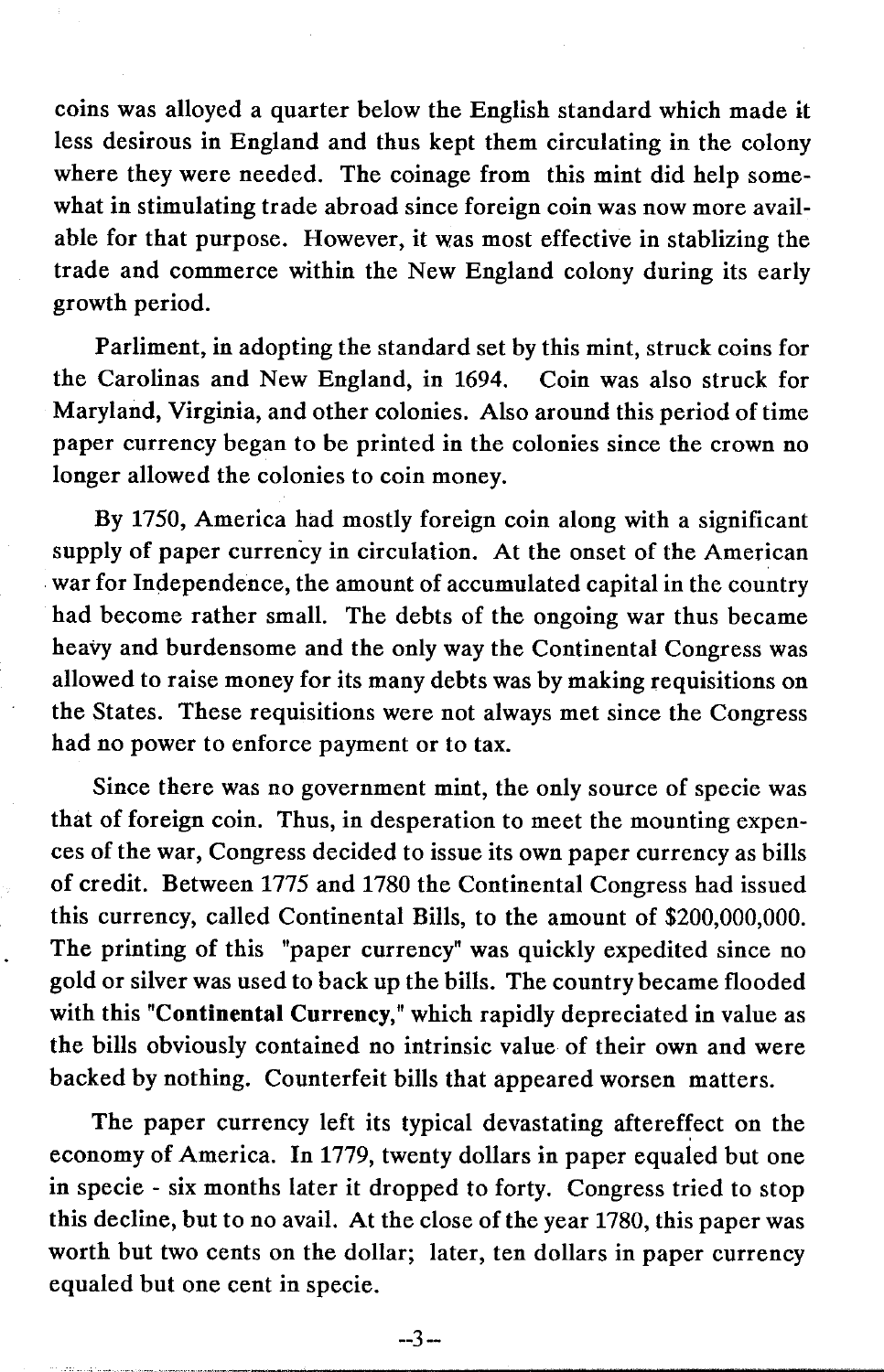coins was alloyed a quarter below the English standard which made it less desirous in England and thus kept them circulating in the colony where they were needed. The coinage from this mint did help somewhat in stimulating trade abroad since foreign coin was now more available for that purpose. However, it was most effective in stablizing the trade and commerce within the New England colony during its early growth period.

Parliment, in adopting the standard set by this mint, struck coins for the Carolinas and New England, in 1694. Coin was also struck for Maryland, Virginia, and other colonies. Also around this period of time paper currency began to be printed in the colonies since the crown no longer allowed the colonies to coin money.

By 1750, America had mostly foreign coin along with a significant supply of paper currency in circulation. At the onset of the American war for Independence, the amount of accumulated capital in the country had become rather small. The debts of the ongoing war thus became heavy and burdensome and the only way the Continental Congress was allowed to raise money for its many debts was by making requisitions on the States. These requisitions were not always met since the Congress had no power to enforce payment or to tax.

Since there was no government mint, the only source of specie was that of foreign coin. Thus, in desperation to meet the mounting expences of the war, Congress decided to issue its own paper currency as bills of credit. Between 1775 and 1780 the Continental Congress had issued this currency, called Continental Bills, to the amount of $200,000,000. The printing of this "paper currency" was quickly expedited since no gold or silver was used to back up the bills. The country became flooded with this "**Continental Currency,**" which rapidly depreciated in value as the bills obviously contained no intrinsic value of their own and were backed by nothing. Counterfeit bills that appeared worsen matters.

The paper currency left its typical devastating aftereffect on the economy of America. In 1779, twenty dollars in paper equaled but one in specie - six months later it dropped to forty. Congress tried to stop this decline, but to no avail. At the close of the year 1780, this paper was worth but two cents on the dollar; later, ten dollars in paper currency equaled but one cent in specie.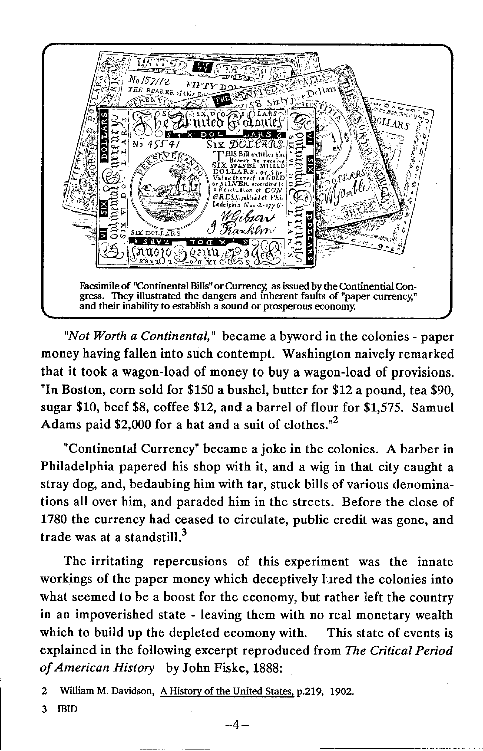Facsimile of "Continental Bills" or Currency, as issued by the Continental Congress. They illustrated the dangers and inherent faults of "paper currency," and their inability to establish a sound or prosperous economy.

*"Not Worth a Continental,"* became a byword in the colonies - paper money having fallen into such contempt. Washington naively remarked that it took a wagon-load of money to buy a wagon-load of provisions. "In Boston, corn sold for $150 a bushel, butter for $12 a pound, tea $90, sugar $10, beef $8, coffee $12, and a barrel of flour for $1,575. Samuel Adams paid $2,000 for a hat and a suit of clothes."[2]

"Continental Currency" became a joke in the colonies. A barber in Philadelphia papered his shop with it, and a wig in that city caught a stray dog, and, bedaubing him with tar, stuck bills of various denominations all over him, and paraded him in the streets. Before the close of 1780 the currency had ceased to circulate, public credit was gone, and trade was at a standstill.[3]

The irritating repercussions of this experiment was the innate workings of the paper money which deceptively lured the colonies into what seemed to be a boost for the economy, but rather left the country in an impoverished state - leaving them with no real monetary wealth which to build up the depleted ecomony with. This state of events is explained in the following excerpt reproduced from *The Critical Period of American History* by John Fiske, 1888:

2 William M. Davidson, A History of the United States, p.219, 1902.

3 IBID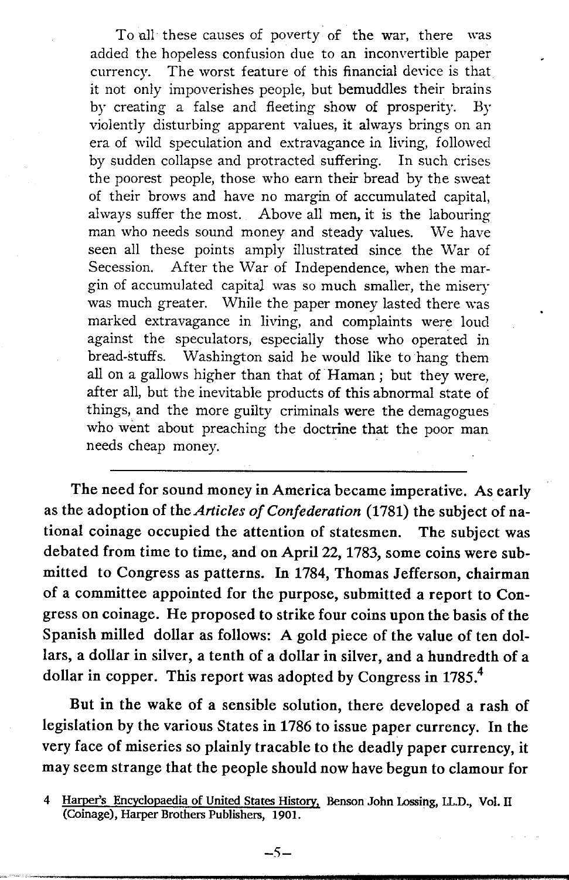> To all these causes of poverty of the war, there was added the hopeless confusion due to an inconvertible paper currency. The worst feature of this financial device is that it not only impoverishes people, but bemuddles their brains by creating a false and fleeting show of prosperity. By violently disturbing apparent values, it always brings on an era of wild speculation and extravagance in living, followed by sudden collapse and protracted suffering. In such crises the poorest people, those who earn their bread by the sweat of their brows and have no margin of accumulated capital, always suffer the most. Above all men, it is the labouring man who needs sound money and steady values. We have seen all these points amply illustrated since the War of Secession. After the War of Independence, when the margin of accumulated capital was so much smaller, the misery was much greater. While the paper money lasted there was marked extravagance in living, and complaints were loud against the speculators, especially those who operated in bread-stuffs. Washington said he would like to hang them all on a gallows higher than that of Haman; but they were, after all, but the inevitable products of this abnormal state of things, and the more guilty criminals were the demagogues who went about preaching the doctrine that the poor man needs cheap money.

---

**The need for sound money in America became imperative. As early as the adoption of the *Articles of Confederation* (1781) the subject of national coinage occupied the attention of statesmen. The subject was debated from time to time, and on April 22, 1783, some coins were submitted to Congress as patterns. In 1784, Thomas Jefferson, chairman of a committee appointed for the purpose, submitted a report to Congress on coinage. He proposed to strike four coins upon the basis of the Spanish milled dollar as follows: A gold piece of the value of ten dollars, a dollar in silver, a tenth of a dollar in silver, and a hundredth of a dollar in copper. This report was adopted by Congress in 1785.[4]**

**But in the wake of a sensible solution, there developed a rash of legislation by the various States in 1786 to issue paper currency. In the very face of miseries so plainly tracable to the deadly paper currency, it may seem strange that the people should now have begun to clamour for**

4 Harper's Encyclopaedia of United States History, Benson John Lossing, LL.D., Vol. II (Coinage), Harper Brothers Publishers, 1901.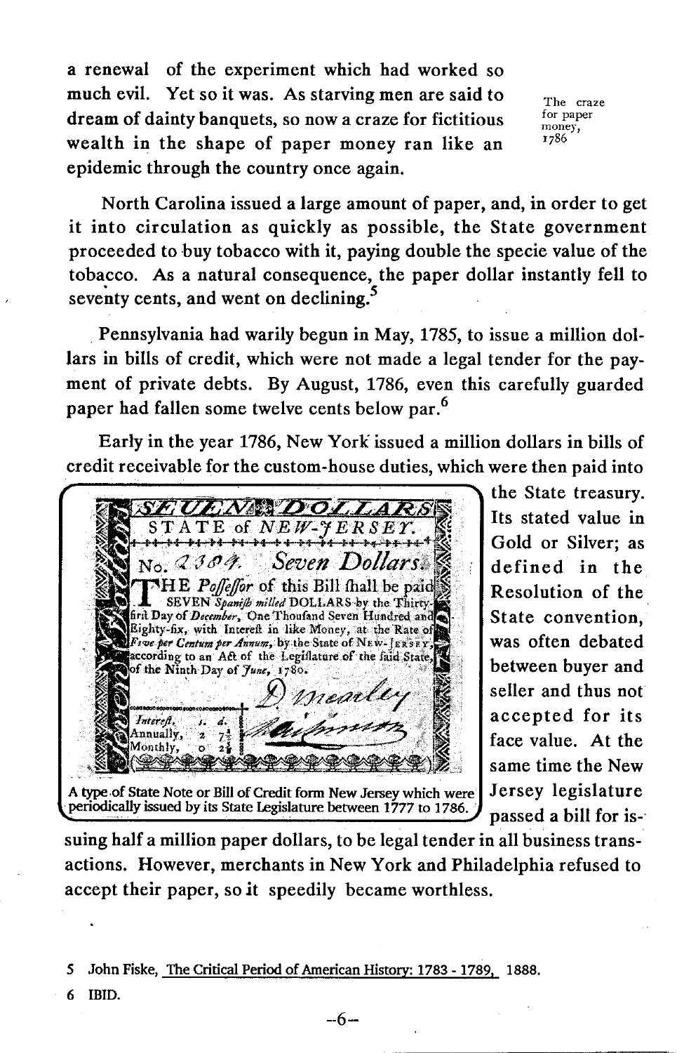a renewal of the experiment which had worked so much evil. Yet so it was. As starving men are said to dream of dainty banquets, so now a craze for fictitious wealth in the shape of paper money ran like an epidemic through the country once again.

The craze for paper money, 1786

North Carolina issued a large amount of paper, and, in order to get it into circulation as quickly as possible, the State government proceeded to buy tobacco with it, paying double the specie value of the tobacco. As a natural consequence, the paper dollar instantly fell to seventy cents, and went on declining.[5]

Pennsylvania had warily begun in May, 1785, to issue a million dollars in bills of credit, which were not made a legal tender for the payment of private debts. By August, 1786, even this carefully guarded paper had fallen some twelve cents below par.[6]

Early in the year 1786, New York issued a million dollars in bills of credit receivable for the custom-house duties, which were then paid into the State treasury. Its stated value in Gold or Silver; as defined in the Resolution of the State convention, was often debated between buyer and seller and thus not accepted for its face value. At the same time the New Jersey legislature passed a bill for issuing half a million paper dollars, to be legal tender in all business transactions. However, merchants in New York and Philadelphia refused to accept their paper, so it speedily became worthless.

A type of State Note or Bill of Credit form New Jersey which were periodically issued by its State Legislature between 1777 to 1786.

5 John Fiske, The Critical Period of American History: 1783 - 1789, 1888.

6 IBID.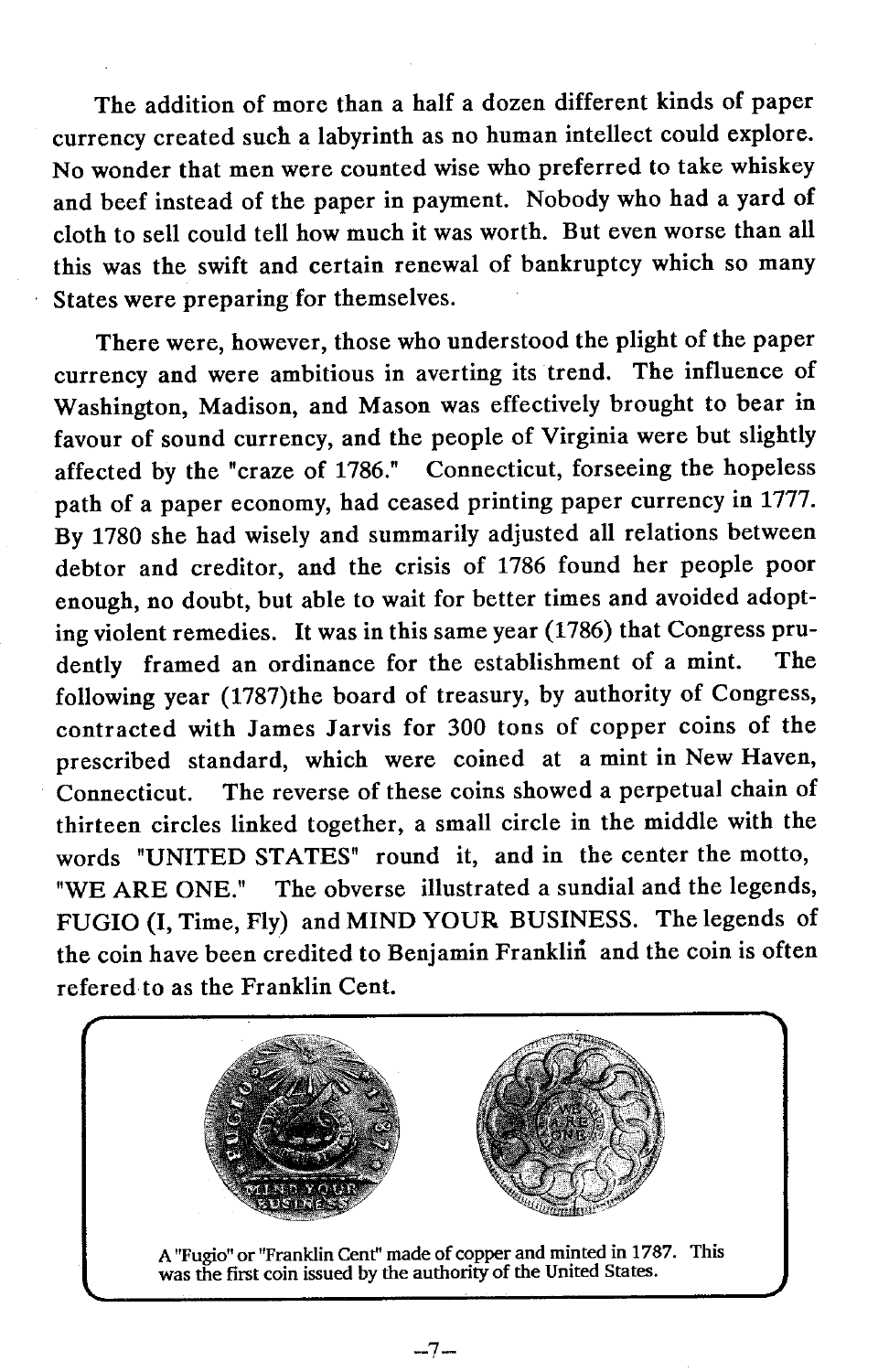The addition of more than a half a dozen different kinds of paper currency created such a labyrinth as no human intellect could explore. No wonder that men were counted wise who preferred to take whiskey and beef instead of the paper in payment. Nobody who had a yard of cloth to sell could tell how much it was worth. But even worse than all this was the swift and certain renewal of bankruptcy which so many States were preparing for themselves.

There were, however, those who understood the plight of the paper currency and were ambitious in averting its trend. The influence of Washington, Madison, and Mason was effectively brought to bear in favour of sound currency, and the people of Virginia were but slightly affected by the "craze of 1786." Connecticut, forseeing the hopeless path of a paper economy, had ceased printing paper currency in 1777. By 1780 she had wisely and summarily adjusted all relations between debtor and creditor, and the crisis of 1786 found her people poor enough, no doubt, but able to wait for better times and avoided adopting violent remedies. It was in this same year (1786) that Congress prudently framed an ordinance for the establishment of a mint. The following year (1787)the board of treasury, by authority of Congress, contracted with James Jarvis for 300 tons of copper coins of the prescribed standard, which were coined at a mint in New Haven, Connecticut. The reverse of these coins showed a perpetual chain of thirteen circles linked together, a small circle in the middle with the words "UNITED STATES" round it, and in the center the motto, "WE ARE ONE." The obverse illustrated a sundial and the legends, FUGIO (I, Time, Fly) and MIND YOUR BUSINESS. The legends of the coin have been credited to Benjamin Franklin and the coin is often refered to as the Franklin Cent.

A "Fugio" or "Franklin Cent" made of copper and minted in 1787. This was the first coin issued by the authority of the United States.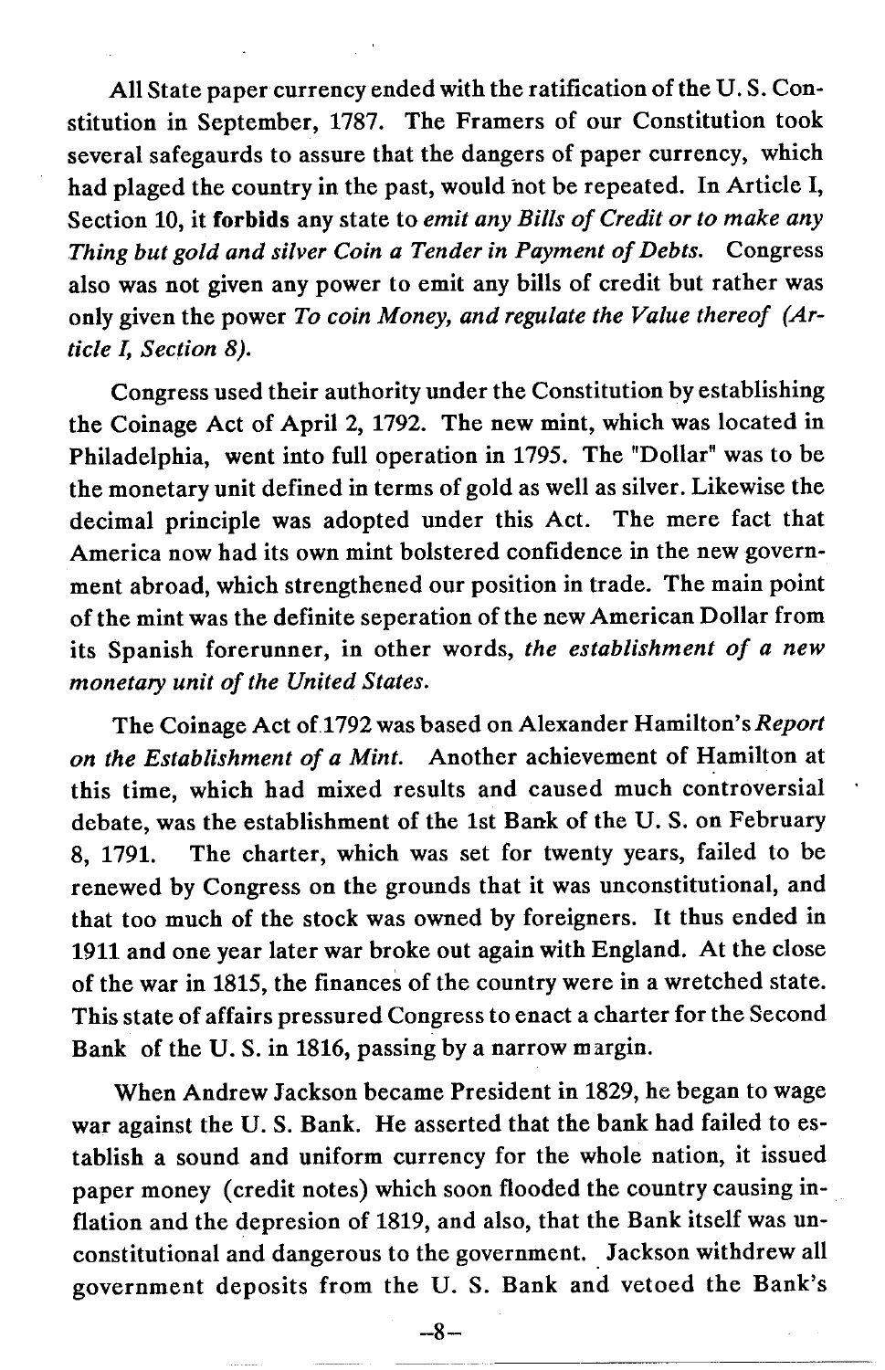All State paper currency ended with the ratification of the U. S. Constitution in September, 1787. The Framers of our Constitution took several safegaurds to assure that the dangers of paper currency, which had plaged the country in the past, would not be repeated. In Article I, Section 10, it **forbids** any state to *emit any Bills of Credit or to make any Thing but gold and silver Coin a Tender in Payment of Debts.* Congress also was not given any power to emit any bills of credit but rather was only given the power *To coin Money, and regulate the Value thereof (Article I, Section 8).*

Congress used their authority under the Constitution by establishing the Coinage Act of April 2, 1792. The new mint, which was located in Philadelphia, went into full operation in 1795. The "Dollar" was to be the monetary unit defined in terms of gold as well as silver. Likewise the decimal principle was adopted under this Act. The mere fact that America now had its own mint bolstered confidence in the new government abroad, which strengthened our position in trade. The main point of the mint was the definite seperation of the new American Dollar from its Spanish forerunner, in other words, *the establishment of a new monetary unit of the United States.*

The Coinage Act of 1792 was based on Alexander Hamilton's *Report on the Establishment of a Mint.* Another achievement of Hamilton at this time, which had mixed results and caused much controversial debate, was the establishment of the 1st Bank of the U. S. on February 8, 1791. The charter, which was set for twenty years, failed to be renewed by Congress on the grounds that it was unconstitutional, and that too much of the stock was owned by foreigners. It thus ended in 1911 and one year later war broke out again with England. At the close of the war in 1815, the finances of the country were in a wretched state. This state of affairs pressured Congress to enact a charter for the Second Bank of the U. S. in 1816, passing by a narrow margin.

When Andrew Jackson became President in 1829, he began to wage war against the U. S. Bank. He asserted that the bank had failed to establish a sound and uniform currency for the whole nation, it issued paper money (credit notes) which soon flooded the country causing inflation and the depresion of 1819, and also, that the Bank itself was unconstitutional and dangerous to the government. Jackson withdrew all government deposits from the U. S. Bank and vetoed the Bank's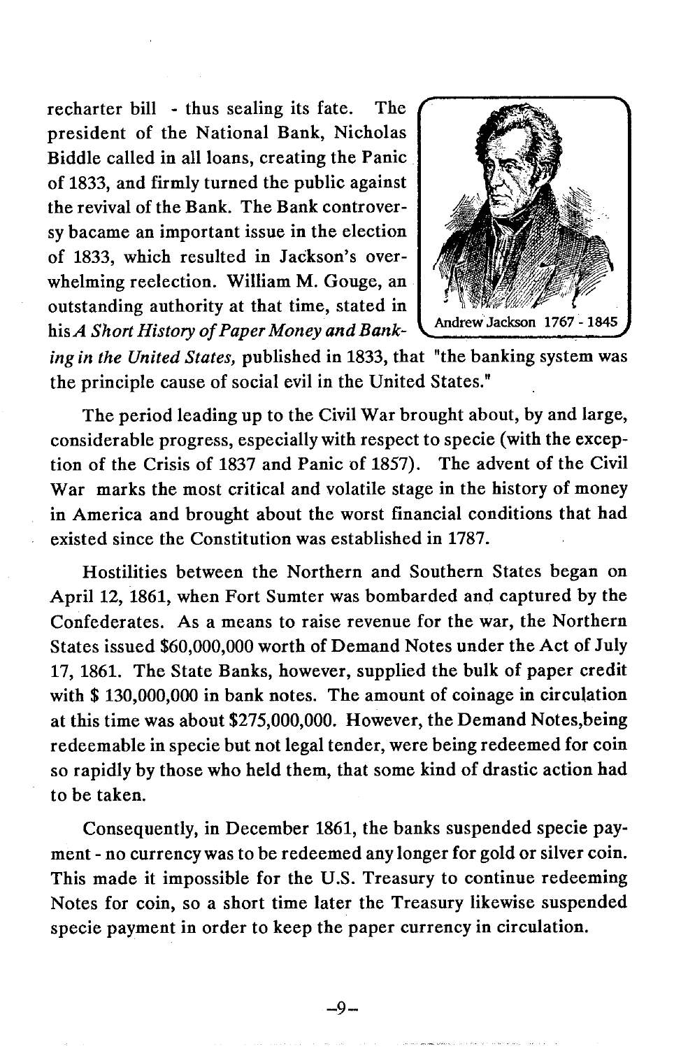recharter bill - thus sealing its fate. The president of the National Bank, Nicholas Biddle called in all loans, creating the Panic of 1833, and firmly turned the public against the revival of the Bank. The Bank controversy bacame an important issue in the election of 1833, which resulted in Jackson's overwhelming reelection. William M. Gouge, an outstanding authority at that time, stated in his *A Short History of Paper Money and Banking in the United States,* published in 1833, that "the banking system was the principle cause of social evil in the United States."

Andrew Jackson 1767 - 1845

The period leading up to the Civil War brought about, by and large, considerable progress, especially with respect to specie (with the exception of the Crisis of 1837 and Panic of 1857). The advent of the Civil War marks the most critical and volatile stage in the history of money in America and brought about the worst financial conditions that had existed since the Constitution was established in 1787.

Hostilities between the Northern and Southern States began on April 12, 1861, when Fort Sumter was bombarded and captured by the Confederates. As a means to raise revenue for the war, the Northern States issued $60,000,000 worth of Demand Notes under the Act of July 17, 1861. The State Banks, however, supplied the bulk of paper credit with $ 130,000,000 in bank notes. The amount of coinage in circulation at this time was about $275,000,000. However, the Demand Notes,being redeemable in specie but not legal tender, were being redeemed for coin so rapidly by those who held them, that some kind of drastic action had to be taken.

Consequently, in December 1861, the banks suspended specie payment - no currency was to be redeemed any longer for gold or silver coin. This made it impossible for the U.S. Treasury to continue redeeming Notes for coin, so a short time later the Treasury likewise suspended specie payment in order to keep the paper currency in circulation.